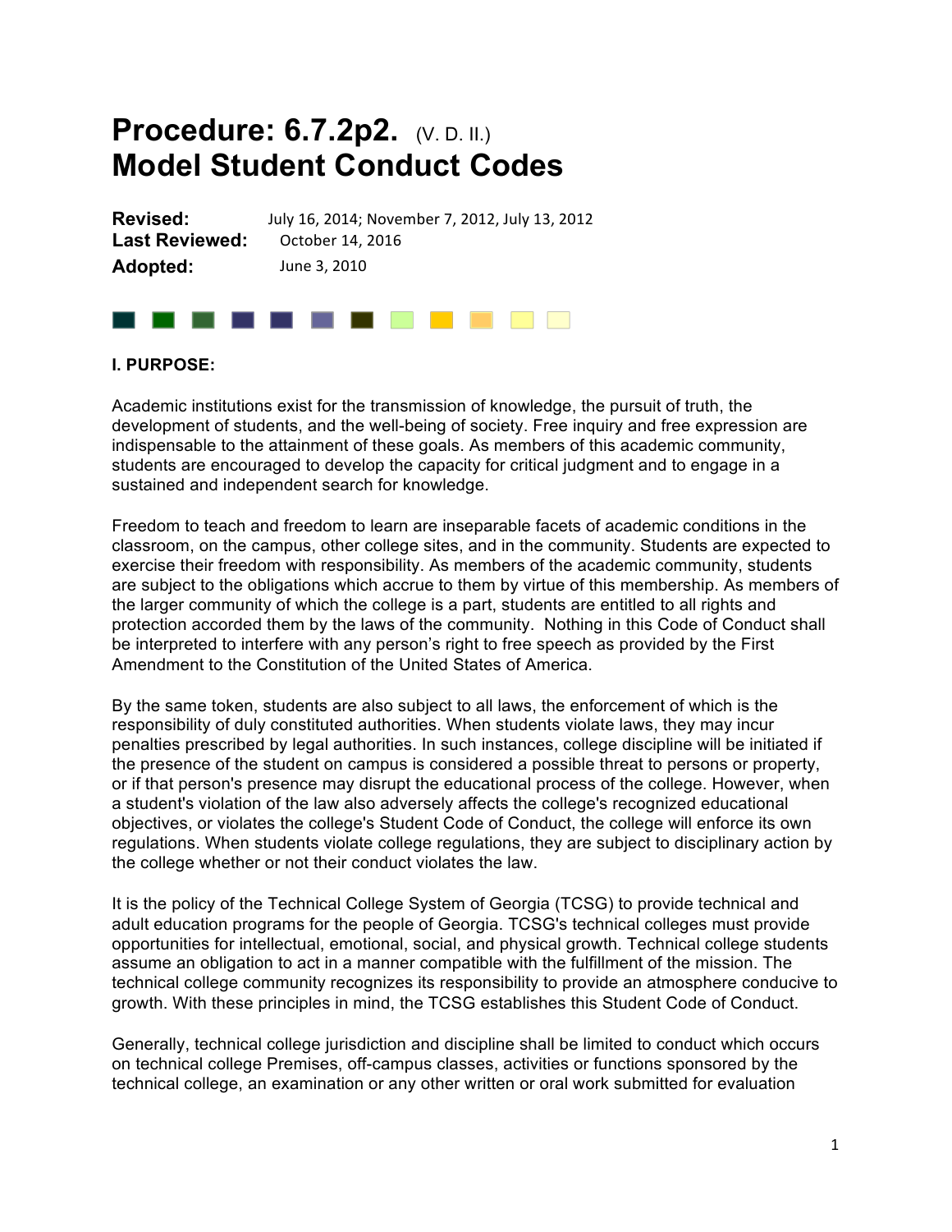# Procedure: 6.7.2p2. (V. D. II.)
# Model Student Conduct Codes

**Revised:** July 16, 2014; November 7, 2012, July 13, 2012
**Last Reviewed:** October 14, 2016
**Adopted:** June 3, 2010

**I. PURPOSE:**

Academic institutions exist for the transmission of knowledge, the pursuit of truth, the development of students, and the well-being of society. Free inquiry and free expression are indispensable to the attainment of these goals. As members of this academic community, students are encouraged to develop the capacity for critical judgment and to engage in a sustained and independent search for knowledge.

Freedom to teach and freedom to learn are inseparable facets of academic conditions in the classroom, on the campus, other college sites, and in the community. Students are expected to exercise their freedom with responsibility. As members of the academic community, students are subject to the obligations which accrue to them by virtue of this membership. As members of the larger community of which the college is a part, students are entitled to all rights and protection accorded them by the laws of the community. Nothing in this Code of Conduct shall be interpreted to interfere with any person's right to free speech as provided by the First Amendment to the Constitution of the United States of America.

By the same token, students are also subject to all laws, the enforcement of which is the responsibility of duly constituted authorities. When students violate laws, they may incur penalties prescribed by legal authorities. In such instances, college discipline will be initiated if the presence of the student on campus is considered a possible threat to persons or property, or if that person's presence may disrupt the educational process of the college. However, when a student's violation of the law also adversely affects the college's recognized educational objectives, or violates the college's Student Code of Conduct, the college will enforce its own regulations. When students violate college regulations, they are subject to disciplinary action by the college whether or not their conduct violates the law.

It is the policy of the Technical College System of Georgia (TCSG) to provide technical and adult education programs for the people of Georgia. TCSG's technical colleges must provide opportunities for intellectual, emotional, social, and physical growth. Technical college students assume an obligation to act in a manner compatible with the fulfillment of the mission. The technical college community recognizes its responsibility to provide an atmosphere conducive to growth. With these principles in mind, the TCSG establishes this Student Code of Conduct.

Generally, technical college jurisdiction and discipline shall be limited to conduct which occurs on technical college Premises, off-campus classes, activities or functions sponsored by the technical college, an examination or any other written or oral work submitted for evaluation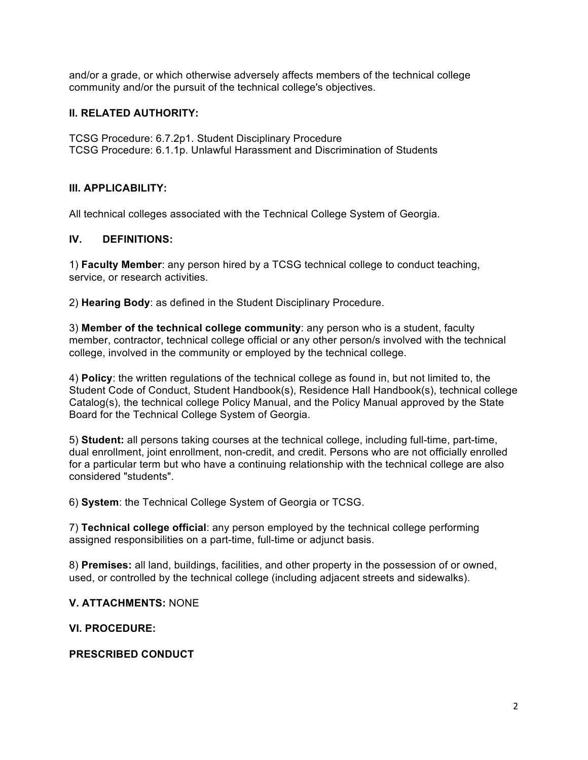and/or a grade, or which otherwise adversely affects members of the technical college community and/or the pursuit of the technical college's objectives.

## II. RELATED AUTHORITY:

TCSG Procedure: 6.7.2p1. Student Disciplinary Procedure
TCSG Procedure: 6.1.1p. Unlawful Harassment and Discrimination of Students

## III. APPLICABILITY:

All technical colleges associated with the Technical College System of Georgia.

## IV. DEFINITIONS:

1) **Faculty Member**: any person hired by a TCSG technical college to conduct teaching, service, or research activities.

2) **Hearing Body**: as defined in the Student Disciplinary Procedure.

3) **Member of the technical college community**: any person who is a student, faculty member, contractor, technical college official or any other person/s involved with the technical college, involved in the community or employed by the technical college.

4) **Policy**: the written regulations of the technical college as found in, but not limited to, the Student Code of Conduct, Student Handbook(s), Residence Hall Handbook(s), technical college Catalog(s), the technical college Policy Manual, and the Policy Manual approved by the State Board for the Technical College System of Georgia.

5) **Student:** all persons taking courses at the technical college, including full-time, part-time, dual enrollment, joint enrollment, non-credit, and credit. Persons who are not officially enrolled for a particular term but who have a continuing relationship with the technical college are also considered "students".

6) **System**: the Technical College System of Georgia or TCSG.

7) **Technical college official**: any person employed by the technical college performing assigned responsibilities on a part-time, full-time or adjunct basis.

8) **Premises:** all land, buildings, facilities, and other property in the possession of or owned, used, or controlled by the technical college (including adjacent streets and sidewalks).

## V. ATTACHMENTS: NONE

## VI. PROCEDURE:

### PRESCRIBED CONDUCT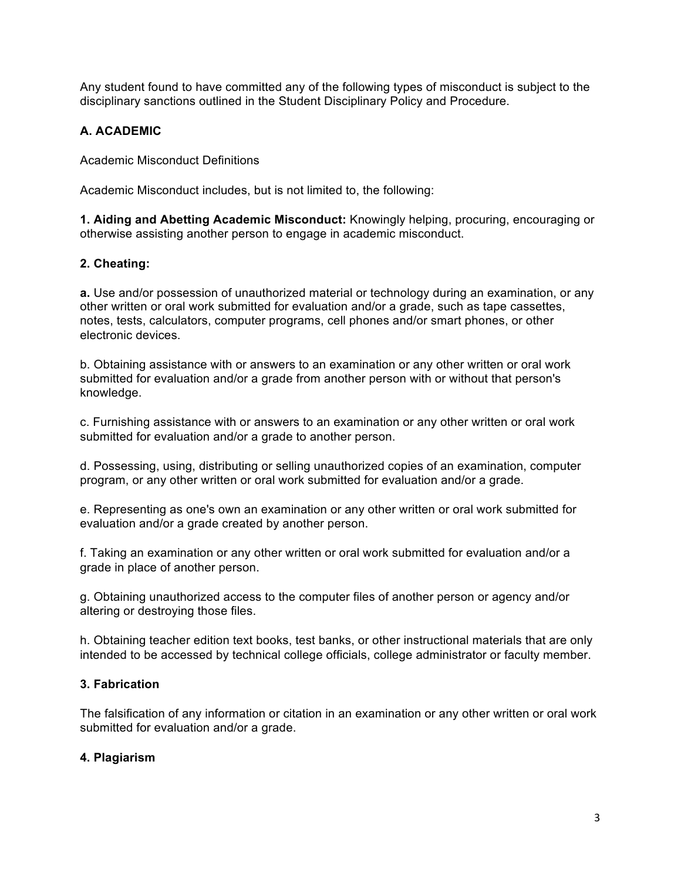Any student found to have committed any of the following types of misconduct is subject to the disciplinary sanctions outlined in the Student Disciplinary Policy and Procedure.

## A. ACADEMIC

Academic Misconduct Definitions

Academic Misconduct includes, but is not limited to, the following:

**1. Aiding and Abetting Academic Misconduct:** Knowingly helping, procuring, encouraging or otherwise assisting another person to engage in academic misconduct.

### 2. Cheating:

**a.** Use and/or possession of unauthorized material or technology during an examination, or any other written or oral work submitted for evaluation and/or a grade, such as tape cassettes, notes, tests, calculators, computer programs, cell phones and/or smart phones, or other electronic devices.

b. Obtaining assistance with or answers to an examination or any other written or oral work submitted for evaluation and/or a grade from another person with or without that person's knowledge.

c. Furnishing assistance with or answers to an examination or any other written or oral work submitted for evaluation and/or a grade to another person.

d. Possessing, using, distributing or selling unauthorized copies of an examination, computer program, or any other written or oral work submitted for evaluation and/or a grade.

e. Representing as one's own an examination or any other written or oral work submitted for evaluation and/or a grade created by another person.

f. Taking an examination or any other written or oral work submitted for evaluation and/or a grade in place of another person.

g. Obtaining unauthorized access to the computer files of another person or agency and/or altering or destroying those files.

h. Obtaining teacher edition text books, test banks, or other instructional materials that are only intended to be accessed by technical college officials, college administrator or faculty member.

### 3. Fabrication

The falsification of any information or citation in an examination or any other written or oral work submitted for evaluation and/or a grade.

### 4. Plagiarism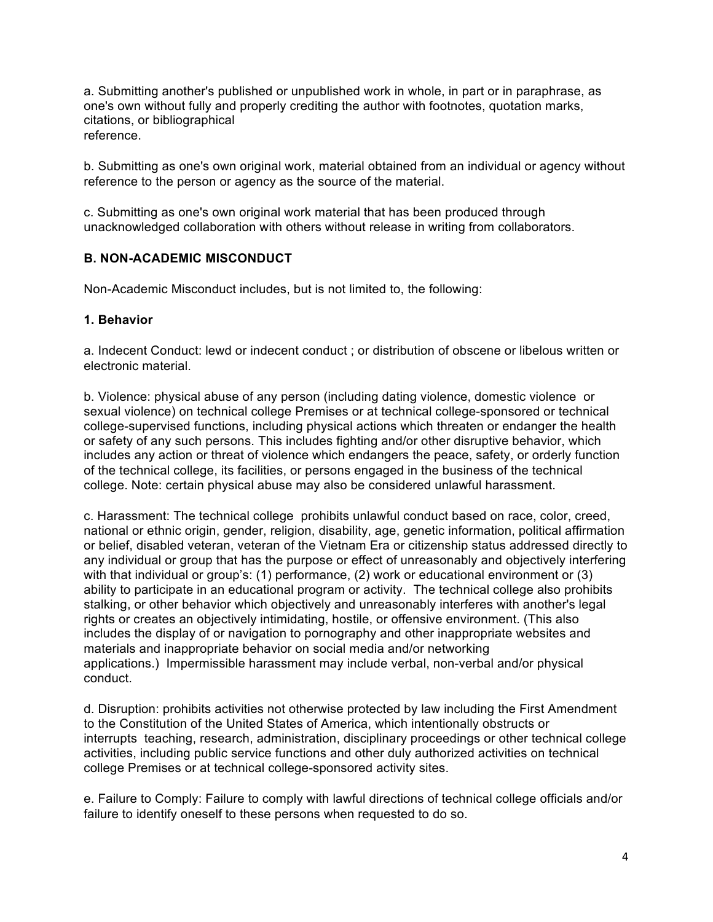a. Submitting another's published or unpublished work in whole, in part or in paraphrase, as one's own without fully and properly crediting the author with footnotes, quotation marks, citations, or bibliographical reference.

b. Submitting as one's own original work, material obtained from an individual or agency without reference to the person or agency as the source of the material.

c. Submitting as one's own original work material that has been produced through unacknowledged collaboration with others without release in writing from collaborators.

### B. NON-ACADEMIC MISCONDUCT

Non-Academic Misconduct includes, but is not limited to, the following:

#### 1. Behavior

a. Indecent Conduct: lewd or indecent conduct ; or distribution of obscene or libelous written or electronic material.

b. Violence: physical abuse of any person (including dating violence, domestic violence or sexual violence) on technical college Premises or at technical college-sponsored or technical college-supervised functions, including physical actions which threaten or endanger the health or safety of any such persons. This includes fighting and/or other disruptive behavior, which includes any action or threat of violence which endangers the peace, safety, or orderly function of the technical college, its facilities, or persons engaged in the business of the technical college. Note: certain physical abuse may also be considered unlawful harassment.

c. Harassment: The technical college prohibits unlawful conduct based on race, color, creed, national or ethnic origin, gender, religion, disability, age, genetic information, political affirmation or belief, disabled veteran, veteran of the Vietnam Era or citizenship status addressed directly to any individual or group that has the purpose or effect of unreasonably and objectively interfering with that individual or group's: (1) performance, (2) work or educational environment or (3) ability to participate in an educational program or activity. The technical college also prohibits stalking, or other behavior which objectively and unreasonably interferes with another's legal rights or creates an objectively intimidating, hostile, or offensive environment. (This also includes the display of or navigation to pornography and other inappropriate websites and materials and inappropriate behavior on social media and/or networking applications.) Impermissible harassment may include verbal, non-verbal and/or physical conduct.

d. Disruption: prohibits activities not otherwise protected by law including the First Amendment to the Constitution of the United States of America, which intentionally obstructs or interrupts teaching, research, administration, disciplinary proceedings or other technical college activities, including public service functions and other duly authorized activities on technical college Premises or at technical college-sponsored activity sites.

e. Failure to Comply: Failure to comply with lawful directions of technical college officials and/or failure to identify oneself to these persons when requested to do so.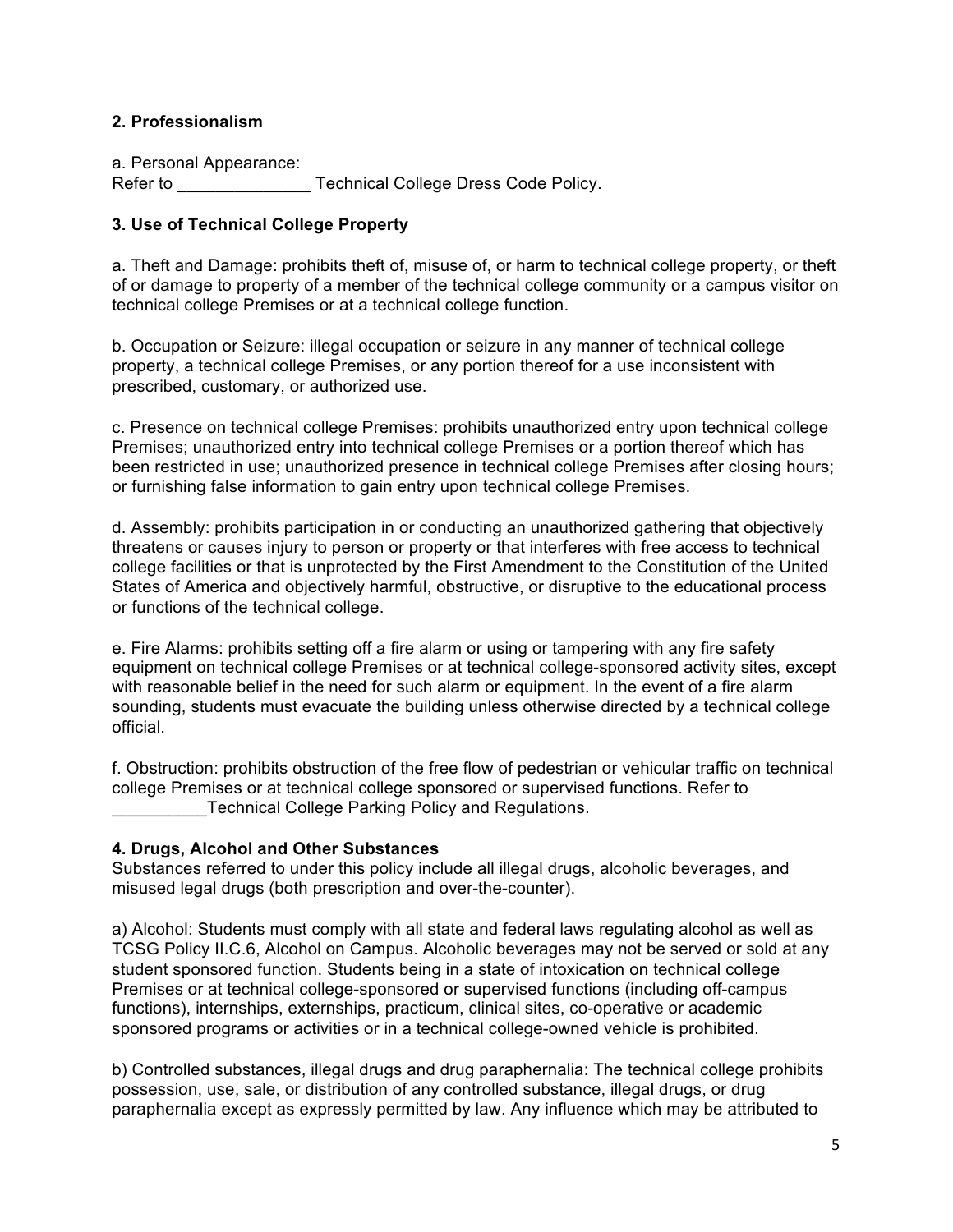**2. Professionalism**

a. Personal Appearance:
Refer to ______________ Technical College Dress Code Policy.

**3. Use of Technical College Property**

a. Theft and Damage: prohibits theft of, misuse of, or harm to technical college property, or theft of or damage to property of a member of the technical college community or a campus visitor on technical college Premises or at a technical college function.

b. Occupation or Seizure: illegal occupation or seizure in any manner of technical college property, a technical college Premises, or any portion thereof for a use inconsistent with prescribed, customary, or authorized use.

c. Presence on technical college Premises: prohibits unauthorized entry upon technical college Premises; unauthorized entry into technical college Premises or a portion thereof which has been restricted in use; unauthorized presence in technical college Premises after closing hours; or furnishing false information to gain entry upon technical college Premises.

d. Assembly: prohibits participation in or conducting an unauthorized gathering that objectively threatens or causes injury to person or property or that interferes with free access to technical college facilities or that is unprotected by the First Amendment to the Constitution of the United States of America and objectively harmful, obstructive, or disruptive to the educational process or functions of the technical college.

e. Fire Alarms: prohibits setting off a fire alarm or using or tampering with any fire safety equipment on technical college Premises or at technical college-sponsored activity sites, except with reasonable belief in the need for such alarm or equipment. In the event of a fire alarm sounding, students must evacuate the building unless otherwise directed by a technical college official.

f. Obstruction: prohibits obstruction of the free flow of pedestrian or vehicular traffic on technical college Premises or at technical college sponsored or supervised functions. Refer to __________Technical College Parking Policy and Regulations.

**4. Drugs, Alcohol and Other Substances**
Substances referred to under this policy include all illegal drugs, alcoholic beverages, and misused legal drugs (both prescription and over-the-counter).

a) Alcohol: Students must comply with all state and federal laws regulating alcohol as well as TCSG Policy II.C.6, Alcohol on Campus. Alcoholic beverages may not be served or sold at any student sponsored function. Students being in a state of intoxication on technical college Premises or at technical college-sponsored or supervised functions (including off-campus functions), internships, externships, practicum, clinical sites, co-operative or academic sponsored programs or activities or in a technical college-owned vehicle is prohibited.

b) Controlled substances, illegal drugs and drug paraphernalia: The technical college prohibits possession, use, sale, or distribution of any controlled substance, illegal drugs, or drug paraphernalia except as expressly permitted by law. Any influence which may be attributed to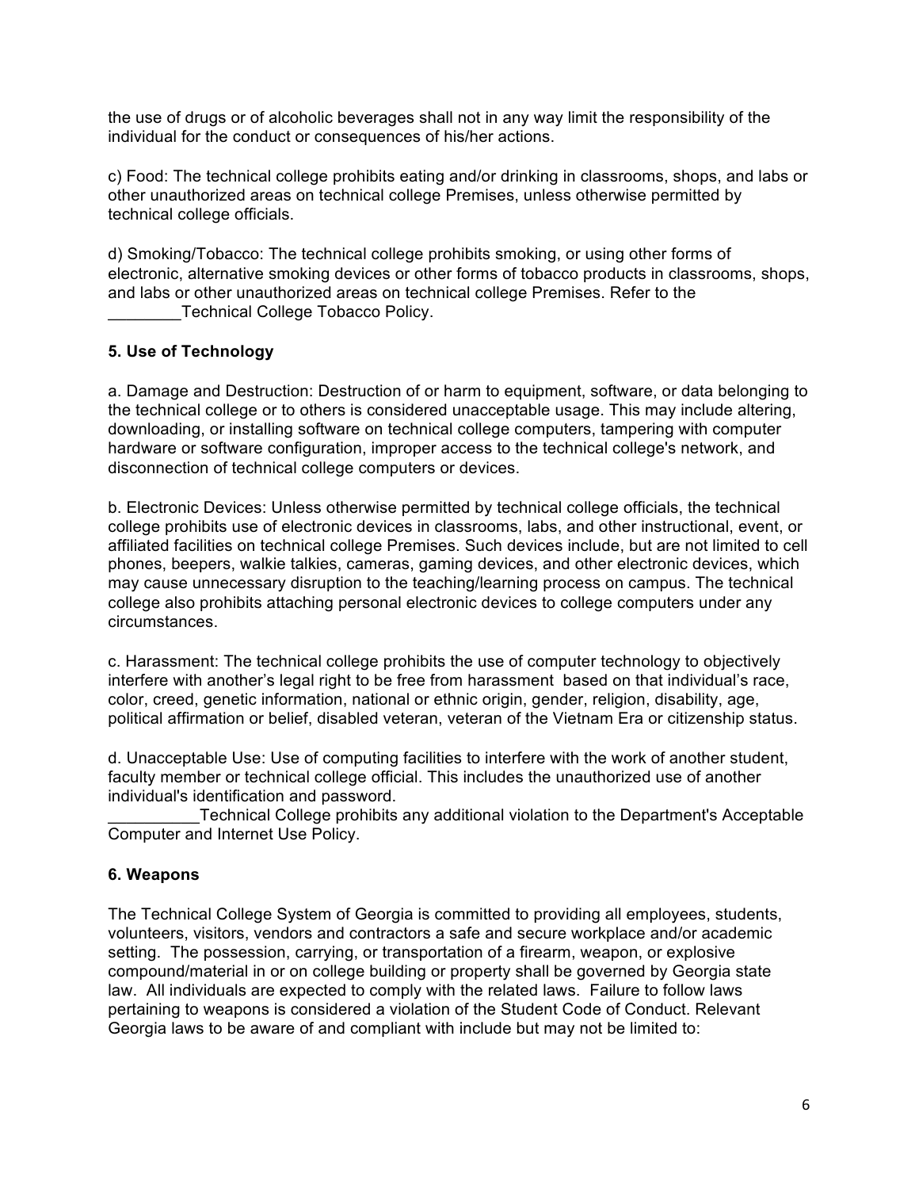the use of drugs or of alcoholic beverages shall not in any way limit the responsibility of the individual for the conduct or consequences of his/her actions.

c) Food: The technical college prohibits eating and/or drinking in classrooms, shops, and labs or other unauthorized areas on technical college Premises, unless otherwise permitted by technical college officials.

d) Smoking/Tobacco: The technical college prohibits smoking, or using other forms of electronic, alternative smoking devices or other forms of tobacco products in classrooms, shops, and labs or other unauthorized areas on technical college Premises. Refer to the ________Technical College Tobacco Policy.

**5. Use of Technology**

a. Damage and Destruction: Destruction of or harm to equipment, software, or data belonging to the technical college or to others is considered unacceptable usage. This may include altering, downloading, or installing software on technical college computers, tampering with computer hardware or software configuration, improper access to the technical college's network, and disconnection of technical college computers or devices.

b. Electronic Devices: Unless otherwise permitted by technical college officials, the technical college prohibits use of electronic devices in classrooms, labs, and other instructional, event, or affiliated facilities on technical college Premises. Such devices include, but are not limited to cell phones, beepers, walkie talkies, cameras, gaming devices, and other electronic devices, which may cause unnecessary disruption to the teaching/learning process on campus. The technical college also prohibits attaching personal electronic devices to college computers under any circumstances.

c. Harassment: The technical college prohibits the use of computer technology to objectively interfere with another's legal right to be free from harassment based on that individual's race, color, creed, genetic information, national or ethnic origin, gender, religion, disability, age, political affirmation or belief, disabled veteran, veteran of the Vietnam Era or citizenship status.

d. Unacceptable Use: Use of computing facilities to interfere with the work of another student, faculty member or technical college official. This includes the unauthorized use of another individual's identification and password.
__________Technical College prohibits any additional violation to the Department's Acceptable Computer and Internet Use Policy.

**6. Weapons**

The Technical College System of Georgia is committed to providing all employees, students, volunteers, visitors, vendors and contractors a safe and secure workplace and/or academic setting. The possession, carrying, or transportation of a firearm, weapon, or explosive compound/material in or on college building or property shall be governed by Georgia state law. All individuals are expected to comply with the related laws. Failure to follow laws pertaining to weapons is considered a violation of the Student Code of Conduct. Relevant Georgia laws to be aware of and compliant with include but may not be limited to: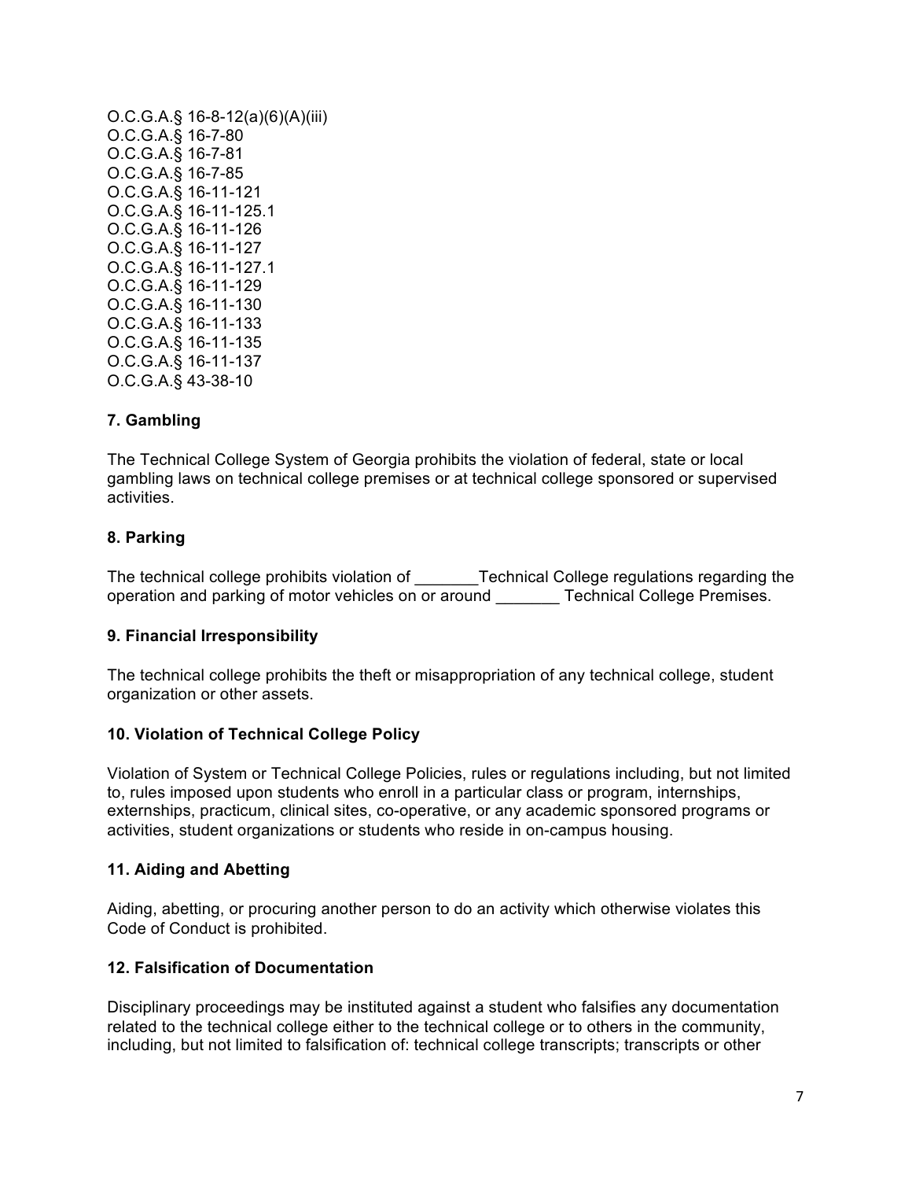O.C.G.A.§ 16-8-12(a)(6)(A)(iii)
O.C.G.A.§ 16-7-80
O.C.G.A.§ 16-7-81
O.C.G.A.§ 16-7-85
O.C.G.A.§ 16-11-121
O.C.G.A.§ 16-11-125.1
O.C.G.A.§ 16-11-126
O.C.G.A.§ 16-11-127
O.C.G.A.§ 16-11-127.1
O.C.G.A.§ 16-11-129
O.C.G.A.§ 16-11-130
O.C.G.A.§ 16-11-133
O.C.G.A.§ 16-11-135
O.C.G.A.§ 16-11-137
O.C.G.A.§ 43-38-10

### 7. Gambling

The Technical College System of Georgia prohibits the violation of federal, state or local gambling laws on technical college premises or at technical college sponsored or supervised activities.

### 8. Parking

The technical college prohibits violation of _______Technical College regulations regarding the operation and parking of motor vehicles on or around _______ Technical College Premises.

### 9. Financial Irresponsibility

The technical college prohibits the theft or misappropriation of any technical college, student organization or other assets.

### 10. Violation of Technical College Policy

Violation of System or Technical College Policies, rules or regulations including, but not limited to, rules imposed upon students who enroll in a particular class or program, internships, externships, practicum, clinical sites, co-operative, or any academic sponsored programs or activities, student organizations or students who reside in on-campus housing.

### 11. Aiding and Abetting

Aiding, abetting, or procuring another person to do an activity which otherwise violates this Code of Conduct is prohibited.

### 12. Falsification of Documentation

Disciplinary proceedings may be instituted against a student who falsifies any documentation related to the technical college either to the technical college or to others in the community, including, but not limited to falsification of: technical college transcripts; transcripts or other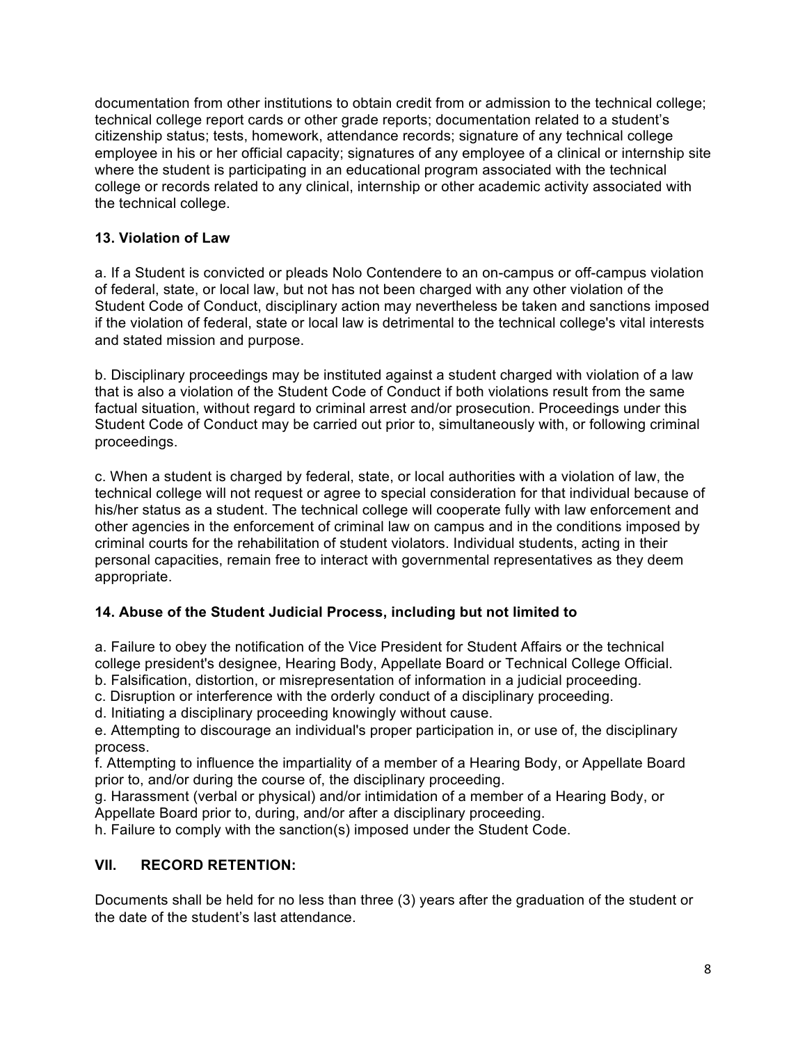documentation from other institutions to obtain credit from or admission to the technical college; technical college report cards or other grade reports; documentation related to a student's citizenship status; tests, homework, attendance records; signature of any technical college employee in his or her official capacity; signatures of any employee of a clinical or internship site where the student is participating in an educational program associated with the technical college or records related to any clinical, internship or other academic activity associated with the technical college.

**13. Violation of Law**

a. If a Student is convicted or pleads Nolo Contendere to an on-campus or off-campus violation of federal, state, or local law, but not has not been charged with any other violation of the Student Code of Conduct, disciplinary action may nevertheless be taken and sanctions imposed if the violation of federal, state or local law is detrimental to the technical college's vital interests and stated mission and purpose.

b. Disciplinary proceedings may be instituted against a student charged with violation of a law that is also a violation of the Student Code of Conduct if both violations result from the same factual situation, without regard to criminal arrest and/or prosecution. Proceedings under this Student Code of Conduct may be carried out prior to, simultaneously with, or following criminal proceedings.

c. When a student is charged by federal, state, or local authorities with a violation of law, the technical college will not request or agree to special consideration for that individual because of his/her status as a student. The technical college will cooperate fully with law enforcement and other agencies in the enforcement of criminal law on campus and in the conditions imposed by criminal courts for the rehabilitation of student violators. Individual students, acting in their personal capacities, remain free to interact with governmental representatives as they deem appropriate.

**14. Abuse of the Student Judicial Process, including but not limited to**

a. Failure to obey the notification of the Vice President for Student Affairs or the technical college president's designee, Hearing Body, Appellate Board or Technical College Official.
b. Falsification, distortion, or misrepresentation of information in a judicial proceeding.
c. Disruption or interference with the orderly conduct of a disciplinary proceeding.
d. Initiating a disciplinary proceeding knowingly without cause.
e. Attempting to discourage an individual's proper participation in, or use of, the disciplinary process.
f. Attempting to influence the impartiality of a member of a Hearing Body, or Appellate Board prior to, and/or during the course of, the disciplinary proceeding.
g. Harassment (verbal or physical) and/or intimidation of a member of a Hearing Body, or Appellate Board prior to, during, and/or after a disciplinary proceeding.
h. Failure to comply with the sanction(s) imposed under the Student Code.

## VII. RECORD RETENTION:

Documents shall be held for no less than three (3) years after the graduation of the student or the date of the student's last attendance.